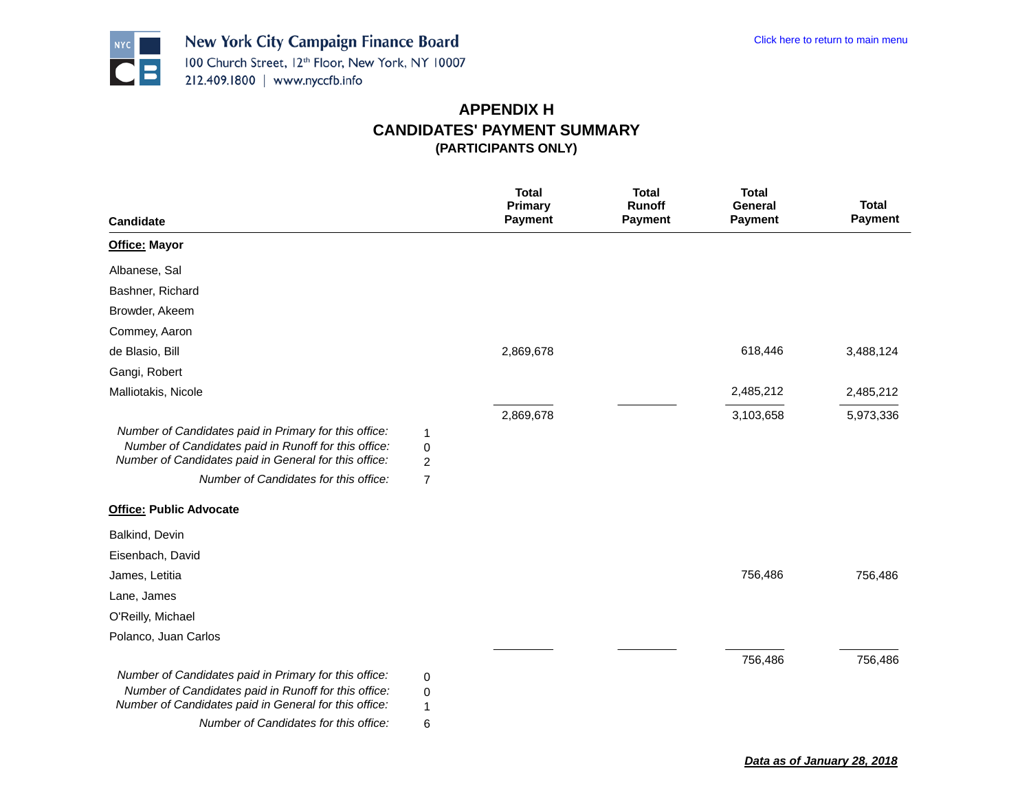New York City Campaign Finance Board
100 Church Street, 12th Floor, New York, NY 10007
212.409.1800 | www.nyccfb.info

Click here to return to main menu

# APPENDIX H
## CANDIDATES' PAYMENT SUMMARY
### (PARTICIPANTS ONLY)

| Candidate | | Total Primary Payment | Total Runoff Payment | Total General Payment | Total Payment |
|---|---|---|---|---|---|
| **Office: Mayor** | | | | | |
| Albanese, Sal | | | | | |
| Bashner, Richard | | | | | |
| Browder, Akeem | | | | | |
| Commey, Aaron | | | | | |
| de Blasio, Bill | | 2,869,678 | | 618,446 | 3,488,124 |
| Gangi, Robert | | | | | |
| Malliotakis, Nicole | | | | 2,485,212 | 2,485,212 |
| | | 2,869,678 | | 3,103,658 | 5,973,336 |
| *Number of Candidates paid in Primary for this office:* | 1 | | | | |
| *Number of Candidates paid in Runoff for this office:* | 0 | | | | |
| *Number of Candidates paid in General for this office:* | 2 | | | | |
| *Number of Candidates for this office:* | 7 | | | | |
| **Office: Public Advocate** | | | | | |
| Balkind, Devin | | | | | |
| Eisenbach, David | | | | | |
| James, Letitia | | | | 756,486 | 756,486 |
| Lane, James | | | | | |
| O'Reilly, Michael | | | | | |
| Polanco, Juan Carlos | | | | | |
| | | | | 756,486 | 756,486 |
| *Number of Candidates paid in Primary for this office:* | 0 | | | | |
| *Number of Candidates paid in Runoff for this office:* | 0 | | | | |
| *Number of Candidates paid in General for this office:* | 1 | | | | |
| *Number of Candidates for this office:* | 6 | | | | |

***Data as of January 28, 2018***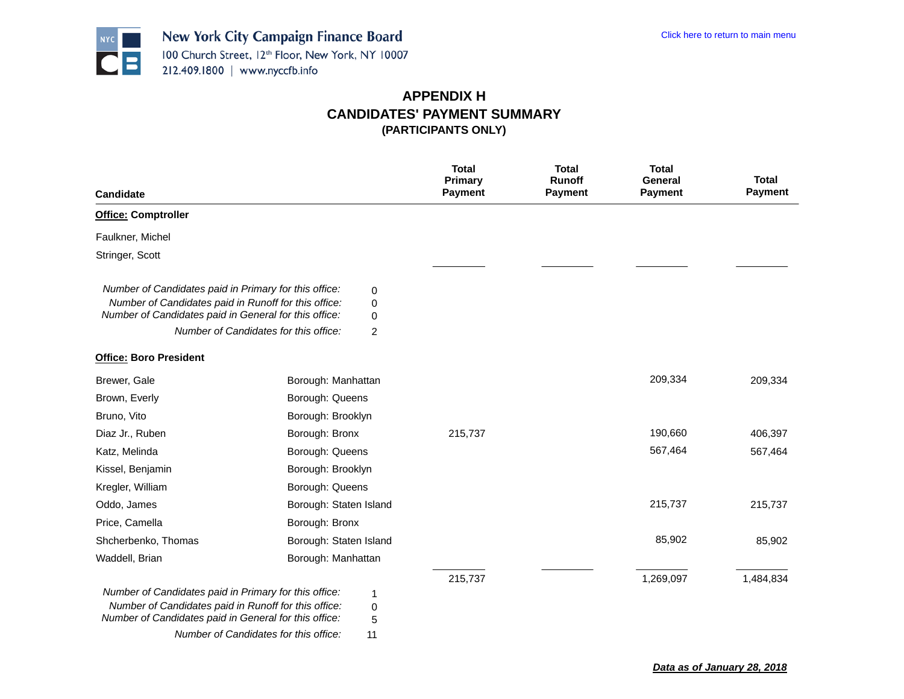New York City Campaign Finance Board
100 Church Street, 12th Floor, New York, NY 10007
212.409.1800 | www.nyccfb.info

Click here to return to main menu

# APPENDIX H
## CANDIDATES' PAYMENT SUMMARY
### (PARTICIPANTS ONLY)

| Candidate | | Total Primary Payment | Total Runoff Payment | Total General Payment | Total Payment |
|---|---|---|---|---|---|
| **Office: Comptroller** | | | | | |
| Faulkner, Michel | | | | | |
| Stringer, Scott | | | | | |
| *Number of Candidates paid in Primary for this office:* | 0 | | | | |
| *Number of Candidates paid in Runoff for this office:* | 0 | | | | |
| *Number of Candidates paid in General for this office:* | 0 | | | | |
| *Number of Candidates for this office:* | 2 | | | | |
| **Office: Boro President** | | | | | |
| Brewer, Gale | Borough: Manhattan | | | 209,334 | 209,334 |
| Brown, Everly | Borough: Queens | | | | |
| Bruno, Vito | Borough: Brooklyn | | | | |
| Diaz Jr., Ruben | Borough: Bronx | 215,737 | | 190,660 | 406,397 |
| Katz, Melinda | Borough: Queens | | | 567,464 | 567,464 |
| Kissel, Benjamin | Borough: Brooklyn | | | | |
| Kregler, William | Borough: Queens | | | | |
| Oddo, James | Borough: Staten Island | | | 215,737 | 215,737 |
| Price, Camella | Borough: Bronx | | | | |
| Shcherbenko, Thomas | Borough: Staten Island | | | 85,902 | 85,902 |
| Waddell, Brian | Borough: Manhattan | | | | |
| | | 215,737 | | 1,269,097 | 1,484,834 |
| *Number of Candidates paid in Primary for this office:* | 1 | | | | |
| *Number of Candidates paid in Runoff for this office:* | 0 | | | | |
| *Number of Candidates paid in General for this office:* | 5 | | | | |
| *Number of Candidates for this office:* | 11 | | | | |

***Data as of January 28, 2018***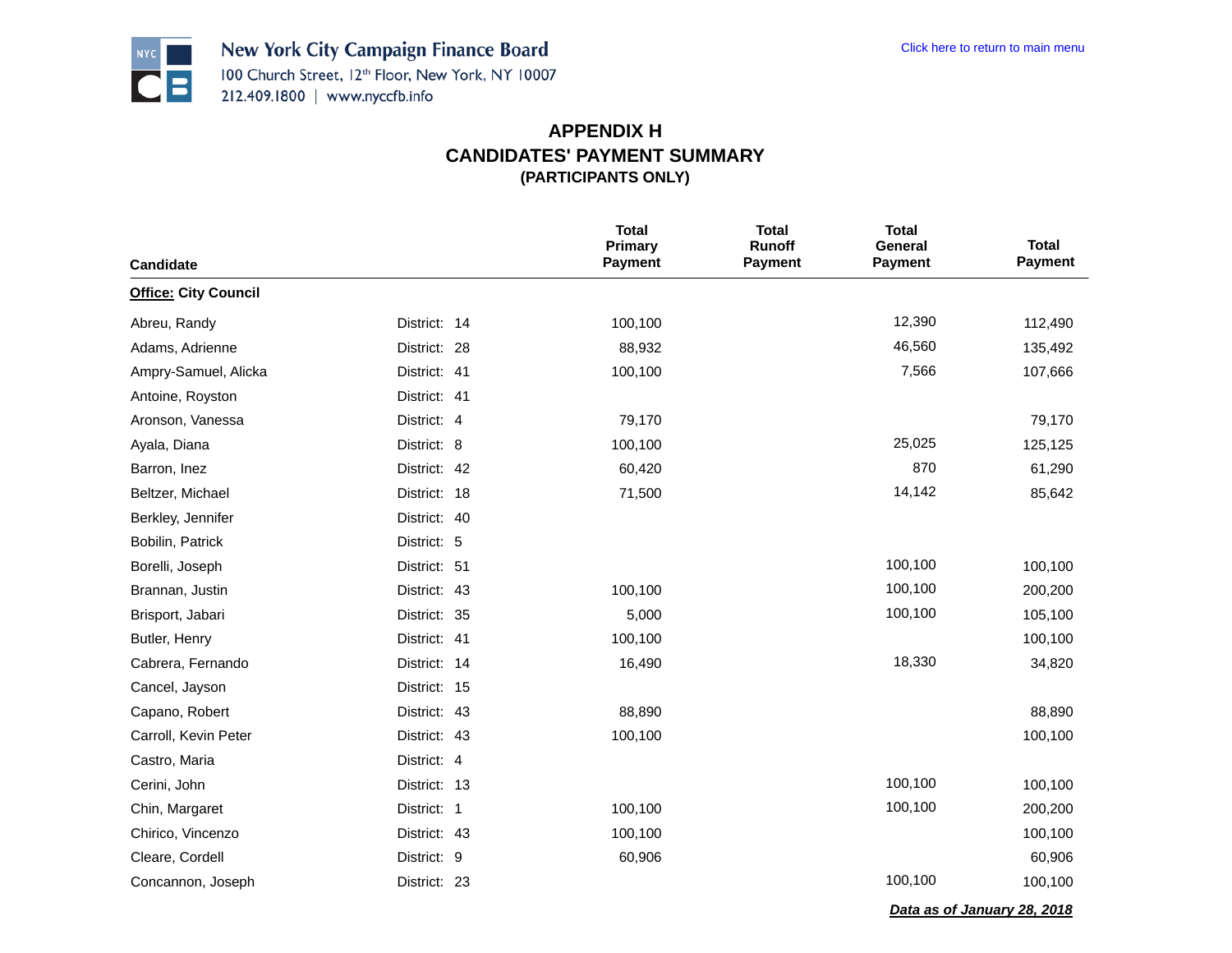New York City Campaign Finance Board
100 Church Street, 12th Floor, New York, NY 10007
212.409.1800 | www.nyccfb.info

Click here to return to main menu

# APPENDIX H
## CANDIDATES' PAYMENT SUMMARY
### (PARTICIPANTS ONLY)

| Candidate | | Total Primary Payment | Total Runoff Payment | Total General Payment | Total Payment |
|---|---|---|---|---|---|
| **Office: City Council** | | | | | |
| Abreu, Randy | District: 14 | 100,100 | | 12,390 | 112,490 |
| Adams, Adrienne | District: 28 | 88,932 | | 46,560 | 135,492 |
| Ampry-Samuel, Alicka | District: 41 | 100,100 | | 7,566 | 107,666 |
| Antoine, Royston | District: 41 | | | | |
| Aronson, Vanessa | District: 4 | 79,170 | | | 79,170 |
| Ayala, Diana | District: 8 | 100,100 | | 25,025 | 125,125 |
| Barron, Inez | District: 42 | 60,420 | | 870 | 61,290 |
| Beltzer, Michael | District: 18 | 71,500 | | 14,142 | 85,642 |
| Berkley, Jennifer | District: 40 | | | | |
| Bobilin, Patrick | District: 5 | | | | |
| Borelli, Joseph | District: 51 | | | 100,100 | 100,100 |
| Brannan, Justin | District: 43 | 100,100 | | 100,100 | 200,200 |
| Brisport, Jabari | District: 35 | 5,000 | | 100,100 | 105,100 |
| Butler, Henry | District: 41 | 100,100 | | | 100,100 |
| Cabrera, Fernando | District: 14 | 16,490 | | 18,330 | 34,820 |
| Cancel, Jayson | District: 15 | | | | |
| Capano, Robert | District: 43 | 88,890 | | | 88,890 |
| Carroll, Kevin Peter | District: 43 | 100,100 | | | 100,100 |
| Castro, Maria | District: 4 | | | | |
| Cerini, John | District: 13 | | | 100,100 | 100,100 |
| Chin, Margaret | District: 1 | 100,100 | | 100,100 | 200,200 |
| Chirico, Vincenzo | District: 43 | 100,100 | | | 100,100 |
| Cleare, Cordell | District: 9 | 60,906 | | | 60,906 |
| Concannon, Joseph | District: 23 | | | 100,100 | 100,100 |

***Data as of January 28, 2018***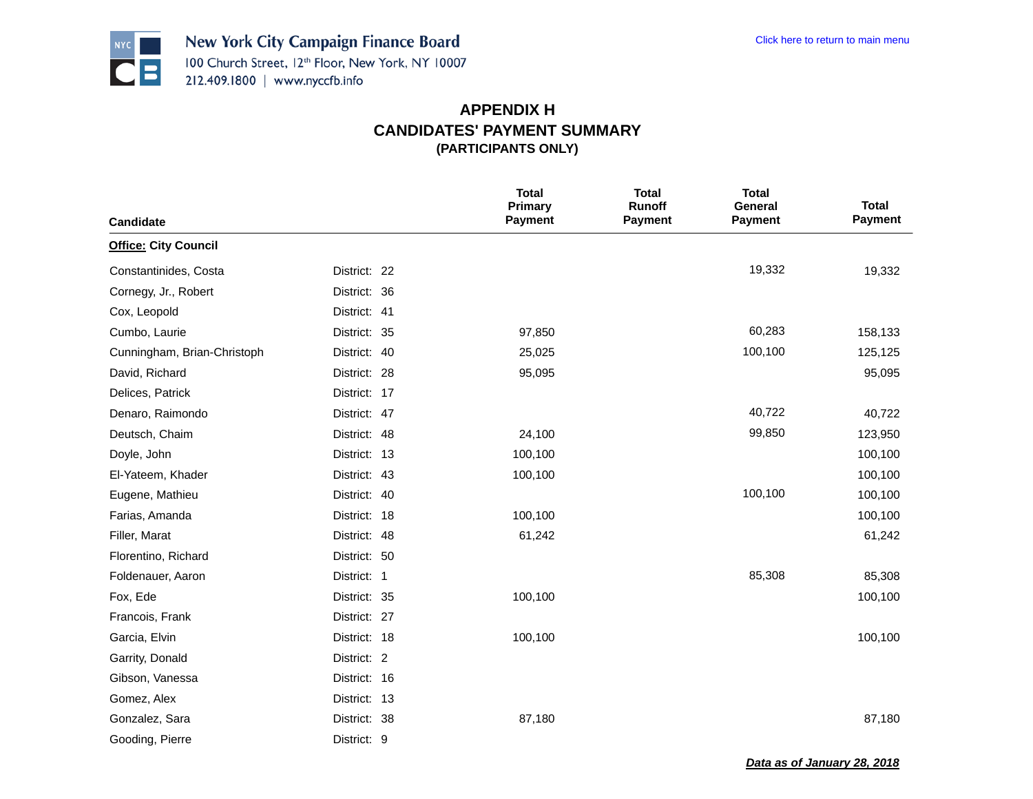## APPENDIX H
## CANDIDATES' PAYMENT SUMMARY
### (PARTICIPANTS ONLY)

| Candidate | | Total Primary Payment | Total Runoff Payment | Total General Payment | Total Payment |
|---|---|---|---|---|---|
| **Office: City Council** | | | | | |
| Constantinides, Costa | District: 22 | | | 19,332 | 19,332 |
| Cornegy, Jr., Robert | District: 36 | | | | |
| Cox, Leopold | District: 41 | | | | |
| Cumbo, Laurie | District: 35 | 97,850 | | 60,283 | 158,133 |
| Cunningham, Brian-Christoph | District: 40 | 25,025 | | 100,100 | 125,125 |
| David, Richard | District: 28 | 95,095 | | | 95,095 |
| Delices, Patrick | District: 17 | | | | |
| Denaro, Raimondo | District: 47 | | | 40,722 | 40,722 |
| Deutsch, Chaim | District: 48 | 24,100 | | 99,850 | 123,950 |
| Doyle, John | District: 13 | 100,100 | | | 100,100 |
| El-Yateem, Khader | District: 43 | 100,100 | | | 100,100 |
| Eugene, Mathieu | District: 40 | | | 100,100 | 100,100 |
| Farias, Amanda | District: 18 | 100,100 | | | 100,100 |
| Filler, Marat | District: 48 | 61,242 | | | 61,242 |
| Florentino, Richard | District: 50 | | | | |
| Foldenauer, Aaron | District: 1 | | | 85,308 | 85,308 |
| Fox, Ede | District: 35 | 100,100 | | | 100,100 |
| Francois, Frank | District: 27 | | | | |
| Garcia, Elvin | District: 18 | 100,100 | | | 100,100 |
| Garrity, Donald | District: 2 | | | | |
| Gibson, Vanessa | District: 16 | | | | |
| Gomez, Alex | District: 13 | | | | |
| Gonzalez, Sara | District: 38 | 87,180 | | | 87,180 |
| Gooding, Pierre | District: 9 | | | | |

***Data as of January 28, 2018***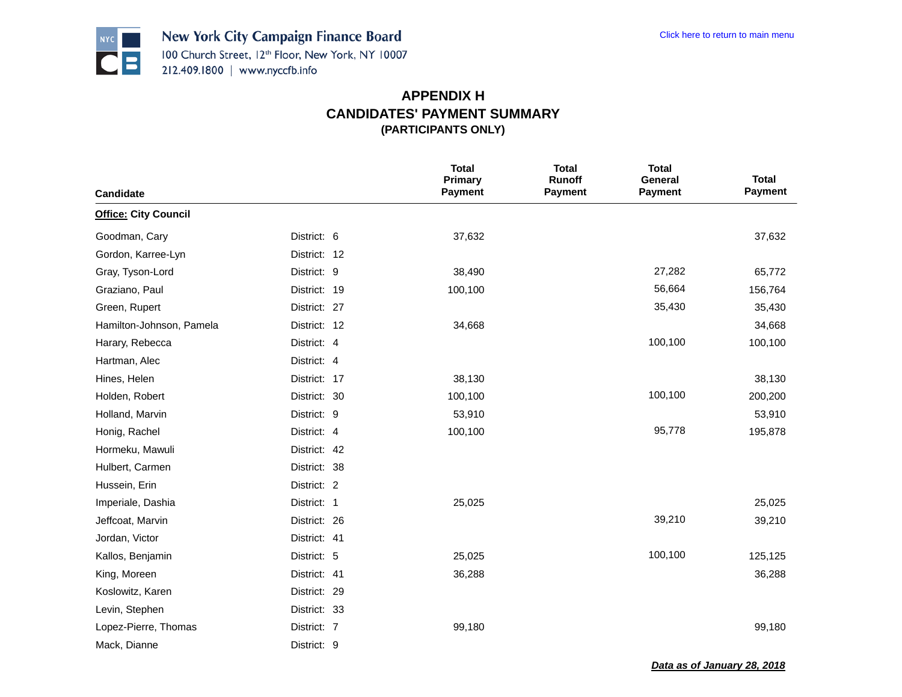New York City Campaign Finance Board
100 Church Street, 12th Floor, New York, NY 10007
212.409.1800 | www.nyccfb.info

Click here to return to main menu

# APPENDIX H
## CANDIDATES' PAYMENT SUMMARY
### (PARTICIPANTS ONLY)

| Candidate | | Total Primary Payment | Total Runoff Payment | Total General Payment | Total Payment |
|---|---|---|---|---|---|
| **Office: City Council** | | | | | |
| Goodman, Cary | District: 6 | 37,632 | | | 37,632 |
| Gordon, Karree-Lyn | District: 12 | | | | |
| Gray, Tyson-Lord | District: 9 | 38,490 | | 27,282 | 65,772 |
| Graziano, Paul | District: 19 | 100,100 | | 56,664 | 156,764 |
| Green, Rupert | District: 27 | | | 35,430 | 35,430 |
| Hamilton-Johnson, Pamela | District: 12 | 34,668 | | | 34,668 |
| Harary, Rebecca | District: 4 | | | 100,100 | 100,100 |
| Hartman, Alec | District: 4 | | | | |
| Hines, Helen | District: 17 | 38,130 | | | 38,130 |
| Holden, Robert | District: 30 | 100,100 | | 100,100 | 200,200 |
| Holland, Marvin | District: 9 | 53,910 | | | 53,910 |
| Honig, Rachel | District: 4 | 100,100 | | 95,778 | 195,878 |
| Hormeku, Mawuli | District: 42 | | | | |
| Hulbert, Carmen | District: 38 | | | | |
| Hussein, Erin | District: 2 | | | | |
| Imperiale, Dashia | District: 1 | 25,025 | | | 25,025 |
| Jeffcoat, Marvin | District: 26 | | | 39,210 | 39,210 |
| Jordan, Victor | District: 41 | | | | |
| Kallos, Benjamin | District: 5 | 25,025 | | 100,100 | 125,125 |
| King, Moreen | District: 41 | 36,288 | | | 36,288 |
| Koslowitz, Karen | District: 29 | | | | |
| Levin, Stephen | District: 33 | | | | |
| Lopez-Pierre, Thomas | District: 7 | 99,180 | | | 99,180 |
| Mack, Dianne | District: 9 | | | | |

***Data as of January 28, 2018***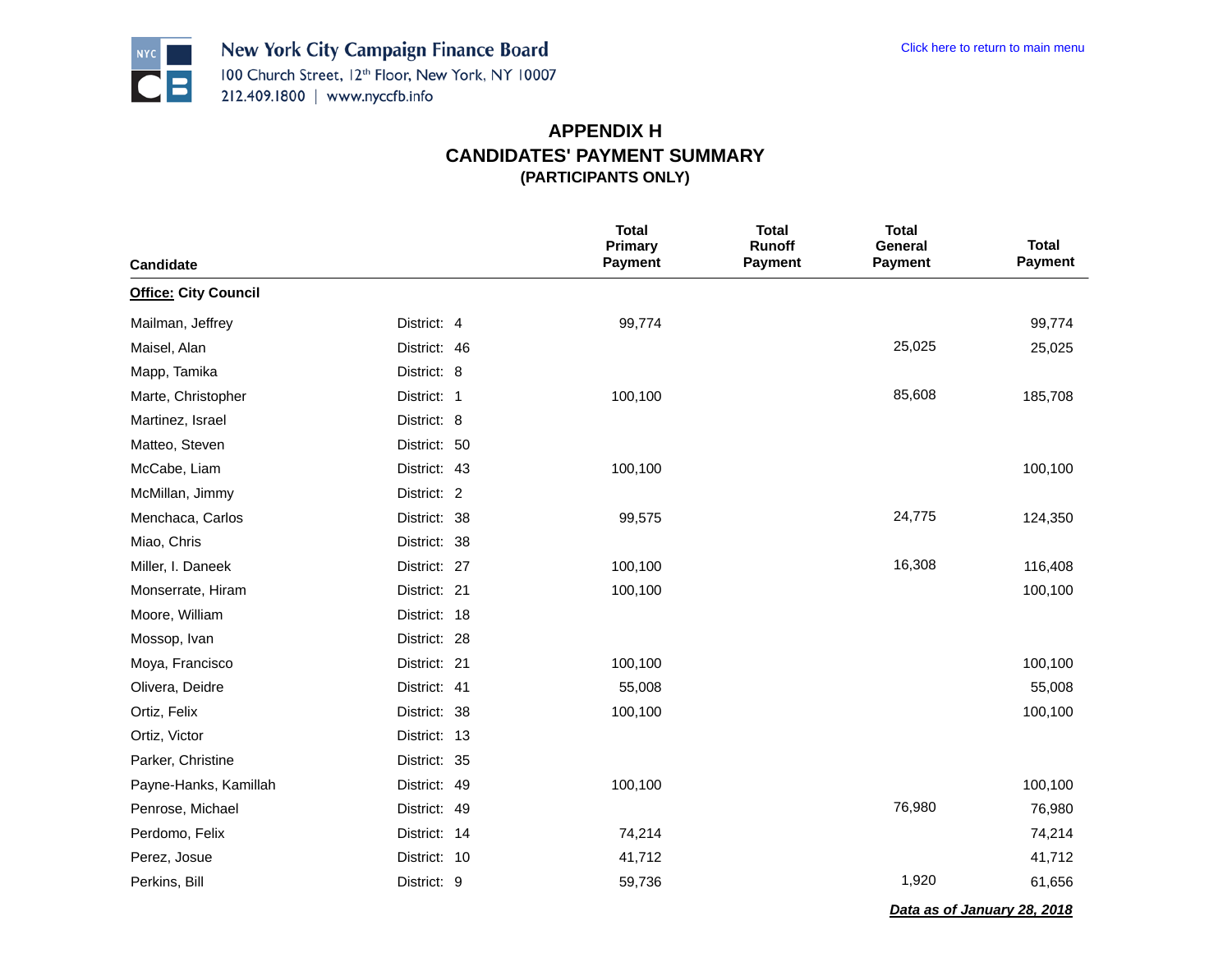New York City Campaign Finance Board
100 Church Street, 12th Floor, New York, NY 10007
212.409.1800 | www.nyccfb.info

Click here to return to main menu

# APPENDIX H
## CANDIDATES' PAYMENT SUMMARY
### (PARTICIPANTS ONLY)

| Candidate | | Total Primary Payment | Total Runoff Payment | Total General Payment | Total Payment |
|---|---|---|---|---|---|
| **Office: City Council** | | | | | |
| Mailman, Jeffrey | District: 4 | 99,774 | | | 99,774 |
| Maisel, Alan | District: 46 | | | 25,025 | 25,025 |
| Mapp, Tamika | District: 8 | | | | |
| Marte, Christopher | District: 1 | 100,100 | | 85,608 | 185,708 |
| Martinez, Israel | District: 8 | | | | |
| Matteo, Steven | District: 50 | | | | |
| McCabe, Liam | District: 43 | 100,100 | | | 100,100 |
| McMillan, Jimmy | District: 2 | | | | |
| Menchaca, Carlos | District: 38 | 99,575 | | 24,775 | 124,350 |
| Miao, Chris | District: 38 | | | | |
| Miller, I. Daneek | District: 27 | 100,100 | | 16,308 | 116,408 |
| Monserrate, Hiram | District: 21 | 100,100 | | | 100,100 |
| Moore, William | District: 18 | | | | |
| Mossop, Ivan | District: 28 | | | | |
| Moya, Francisco | District: 21 | 100,100 | | | 100,100 |
| Olivera, Deidre | District: 41 | 55,008 | | | 55,008 |
| Ortiz, Felix | District: 38 | 100,100 | | | 100,100 |
| Ortiz, Victor | District: 13 | | | | |
| Parker, Christine | District: 35 | | | | |
| Payne-Hanks, Kamillah | District: 49 | 100,100 | | | 100,100 |
| Penrose, Michael | District: 49 | | | 76,980 | 76,980 |
| Perdomo, Felix | District: 14 | 74,214 | | | 74,214 |
| Perez, Josue | District: 10 | 41,712 | | | 41,712 |
| Perkins, Bill | District: 9 | 59,736 | | 1,920 | 61,656 |

***Data as of January 28, 2018***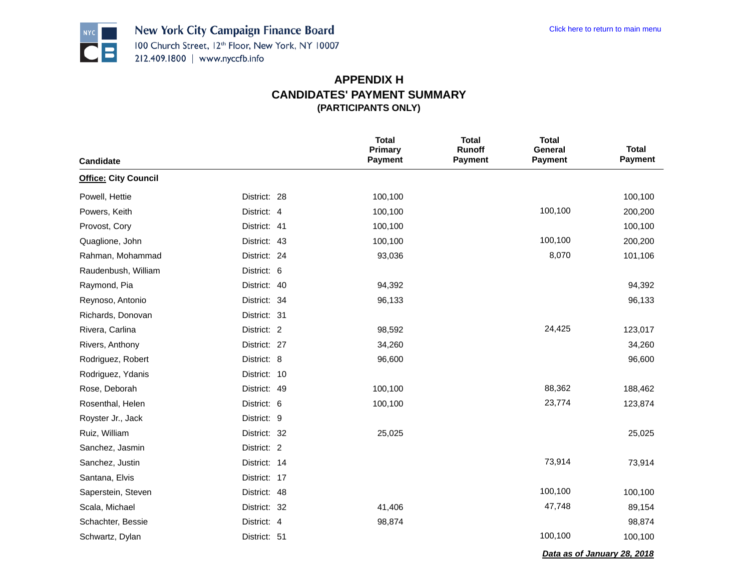New York City Campaign Finance Board
100 Church Street, 12th Floor, New York, NY 10007
212.409.1800 | www.nyccfb.info

Click here to return to main menu

# APPENDIX H
## CANDIDATES' PAYMENT SUMMARY
### (PARTICIPANTS ONLY)

| Candidate | | Total Primary Payment | Total Runoff Payment | Total General Payment | Total Payment |
|---|---|---|---|---|---|
| **Office: City Council** | | | | | |
| Powell, Hettie | District: 28 | 100,100 | | | 100,100 |
| Powers, Keith | District: 4 | 100,100 | | 100,100 | 200,200 |
| Provost, Cory | District: 41 | 100,100 | | | 100,100 |
| Quaglione, John | District: 43 | 100,100 | | 100,100 | 200,200 |
| Rahman, Mohammad | District: 24 | 93,036 | | 8,070 | 101,106 |
| Raudenbush, William | District: 6 | | | | |
| Raymond, Pia | District: 40 | 94,392 | | | 94,392 |
| Reynoso, Antonio | District: 34 | 96,133 | | | 96,133 |
| Richards, Donovan | District: 31 | | | | |
| Rivera, Carlina | District: 2 | 98,592 | | 24,425 | 123,017 |
| Rivers, Anthony | District: 27 | 34,260 | | | 34,260 |
| Rodriguez, Robert | District: 8 | 96,600 | | | 96,600 |
| Rodriguez, Ydanis | District: 10 | | | | |
| Rose, Deborah | District: 49 | 100,100 | | 88,362 | 188,462 |
| Rosenthal, Helen | District: 6 | 100,100 | | 23,774 | 123,874 |
| Royster Jr., Jack | District: 9 | | | | |
| Ruiz, William | District: 32 | 25,025 | | | 25,025 |
| Sanchez, Jasmin | District: 2 | | | | |
| Sanchez, Justin | District: 14 | | | 73,914 | 73,914 |
| Santana, Elvis | District: 17 | | | | |
| Saperstein, Steven | District: 48 | | | 100,100 | 100,100 |
| Scala, Michael | District: 32 | 41,406 | | 47,748 | 89,154 |
| Schachter, Bessie | District: 4 | 98,874 | | | 98,874 |
| Schwartz, Dylan | District: 51 | | | 100,100 | 100,100 |

***Data as of January 28, 2018***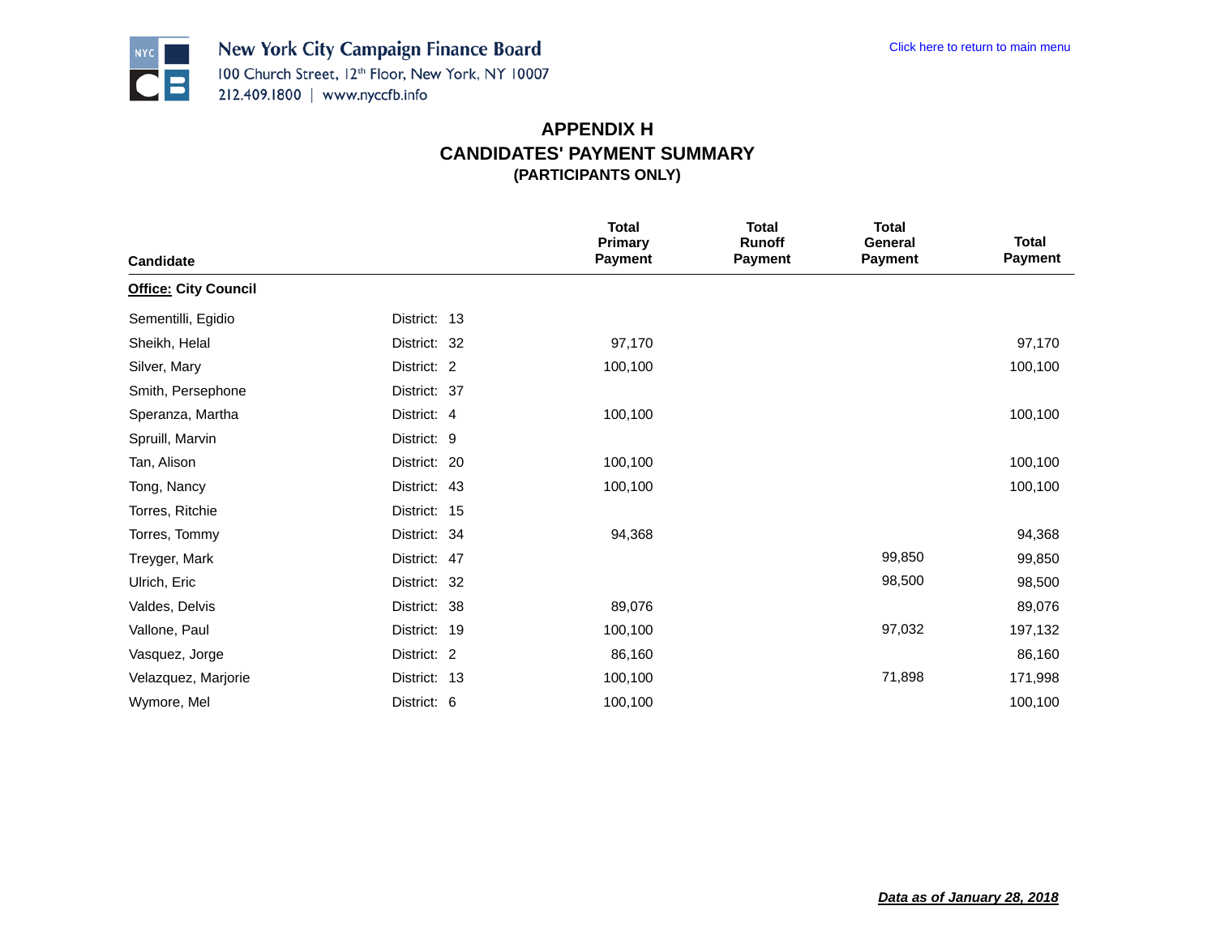New York City Campaign Finance Board
100 Church Street, 12th Floor, New York, NY 10007
212.409.1800 | www.nyccfb.info

Click here to return to main menu

# APPENDIX H
## CANDIDATES' PAYMENT SUMMARY
### (PARTICIPANTS ONLY)

| Candidate | | Total Primary Payment | Total Runoff Payment | Total General Payment | Total Payment |
|---|---|---|---|---|---|
| **Office: City Council** | | | | | |
| Sementilli, Egidio | District: 13 | | | | |
| Sheikh, Helal | District: 32 | 97,170 | | | 97,170 |
| Silver, Mary | District: 2 | 100,100 | | | 100,100 |
| Smith, Persephone | District: 37 | | | | |
| Speranza, Martha | District: 4 | 100,100 | | | 100,100 |
| Spruill, Marvin | District: 9 | | | | |
| Tan, Alison | District: 20 | 100,100 | | | 100,100 |
| Tong, Nancy | District: 43 | 100,100 | | | 100,100 |
| Torres, Ritchie | District: 15 | | | | |
| Torres, Tommy | District: 34 | 94,368 | | | 94,368 |
| Treyger, Mark | District: 47 | | | 99,850 | 99,850 |
| Ulrich, Eric | District: 32 | | | 98,500 | 98,500 |
| Valdes, Delvis | District: 38 | 89,076 | | | 89,076 |
| Vallone, Paul | District: 19 | 100,100 | | 97,032 | 197,132 |
| Vasquez, Jorge | District: 2 | 86,160 | | | 86,160 |
| Velazquez, Marjorie | District: 13 | 100,100 | | 71,898 | 171,998 |
| Wymore, Mel | District: 6 | 100,100 | | | 100,100 |

***Data as of January 28, 2018***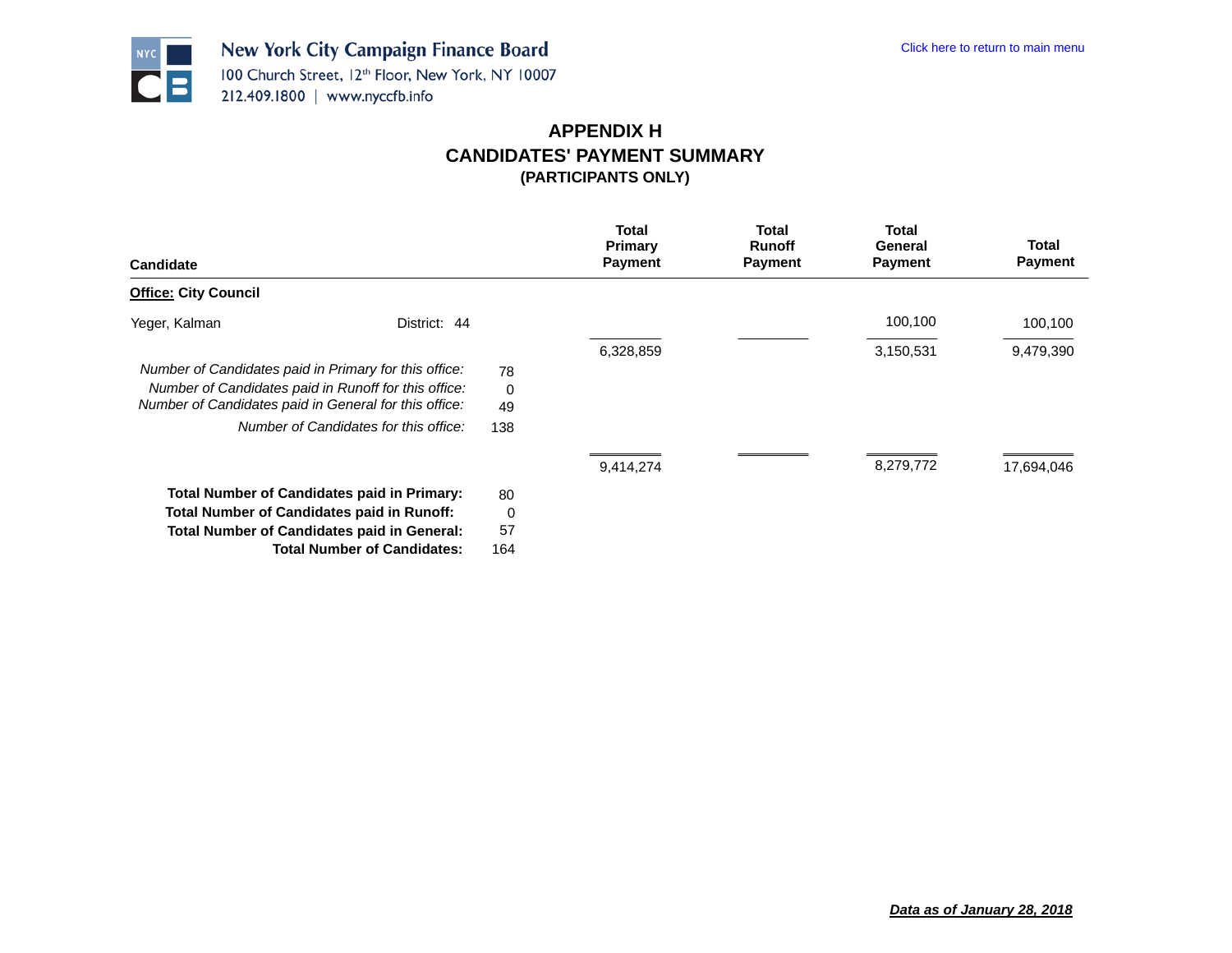New York City Campaign Finance Board
100 Church Street, 12th Floor, New York, NY 10007
212.409.1800 | www.nyccfb.info

Click here to return to main menu

# APPENDIX H
## CANDIDATES' PAYMENT SUMMARY
### (PARTICIPANTS ONLY)

| Candidate | | | Total Primary Payment | Total Runoff Payment | Total General Payment | Total Payment |
|---|---|---|---|---|---|---|
| **Office: City Council** | | | | | | |
| Yeger, Kalman | District: 44 | | | | 100,100 | 100,100 |
| | | | 6,328,859 | | 3,150,531 | 9,479,390 |
| *Number of Candidates paid in Primary for this office:* | | 78 | | | | |
| *Number of Candidates paid in Runoff for this office:* | | 0 | | | | |
| *Number of Candidates paid in General for this office:* | | 49 | | | | |
| *Number of Candidates for this office:* | | 138 | | | | |
| | | | 9,414,274 | | 8,279,772 | 17,694,046 |
| **Total Number of Candidates paid in Primary:** | | 80 | | | | |
| **Total Number of Candidates paid in Runoff:** | | 0 | | | | |
| **Total Number of Candidates paid in General:** | | 57 | | | | |
| **Total Number of Candidates:** | | 164 | | | | |

***Data as of January 28, 2018***